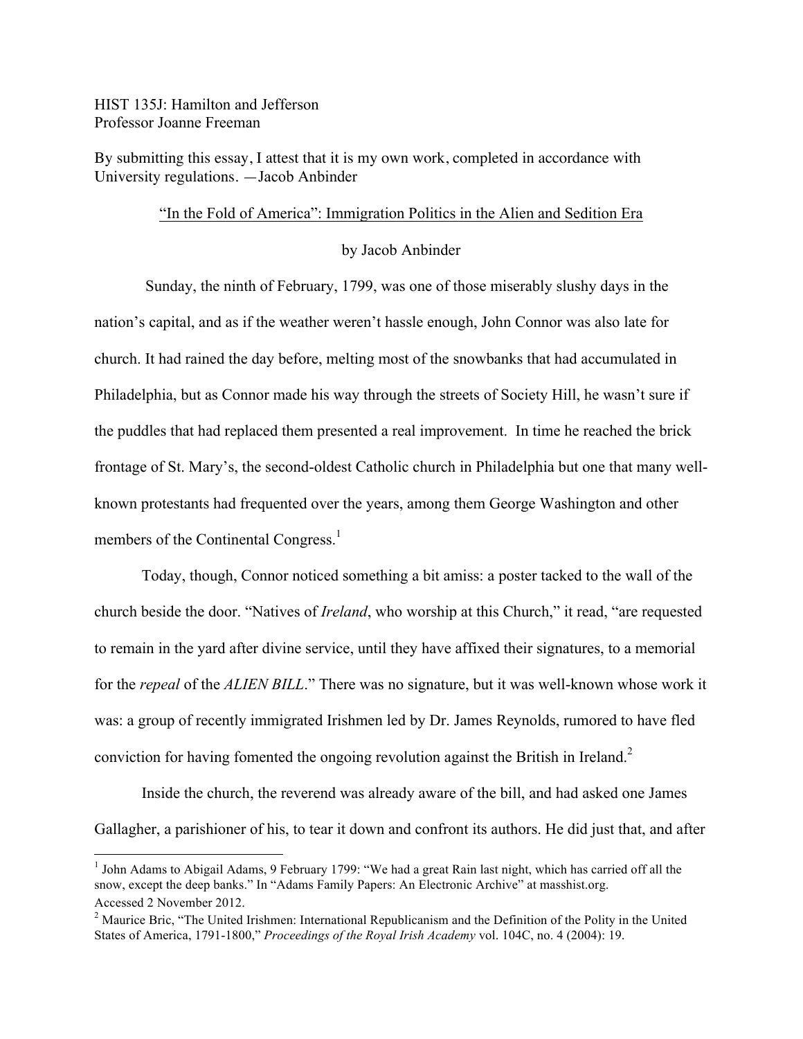HIST 135J: Hamilton and Jefferson
Professor Joanne Freeman

By submitting this essay, I attest that it is my own work, completed in accordance with University regulations. —Jacob Anbinder

# "In the Fold of America": Immigration Politics in the Alien and Sedition Era

by Jacob Anbinder

Sunday, the ninth of February, 1799, was one of those miserably slushy days in the nation's capital, and as if the weather weren't hassle enough, John Connor was also late for church. It had rained the day before, melting most of the snowbanks that had accumulated in Philadelphia, but as Connor made his way through the streets of Society Hill, he wasn't sure if the puddles that had replaced them presented a real improvement. In time he reached the brick frontage of St. Mary's, the second-oldest Catholic church in Philadelphia but one that many well-known protestants had frequented over the years, among them George Washington and other members of the Continental Congress.[1]

Today, though, Connor noticed something a bit amiss: a poster tacked to the wall of the church beside the door. "Natives of *Ireland*, who worship at this Church," it read, "are requested to remain in the yard after divine service, until they have affixed their signatures, to a memorial for the *repeal* of the *ALIEN BILL*." There was no signature, but it was well-known whose work it was: a group of recently immigrated Irishmen led by Dr. James Reynolds, rumored to have fled conviction for having fomented the ongoing revolution against the British in Ireland.[2]

Inside the church, the reverend was already aware of the bill, and had asked one James Gallagher, a parishioner of his, to tear it down and confront its authors. He did just that, and after

---

[1] John Adams to Abigail Adams, 9 February 1799: "We had a great Rain last night, which has carried off all the snow, except the deep banks." In "Adams Family Papers: An Electronic Archive" at masshist.org. Accessed 2 November 2012.

[2] Maurice Bric, "The United Irishmen: International Republicanism and the Definition of the Polity in the United States of America, 1791-1800," *Proceedings of the Royal Irish Academy* vol. 104C, no. 4 (2004): 19.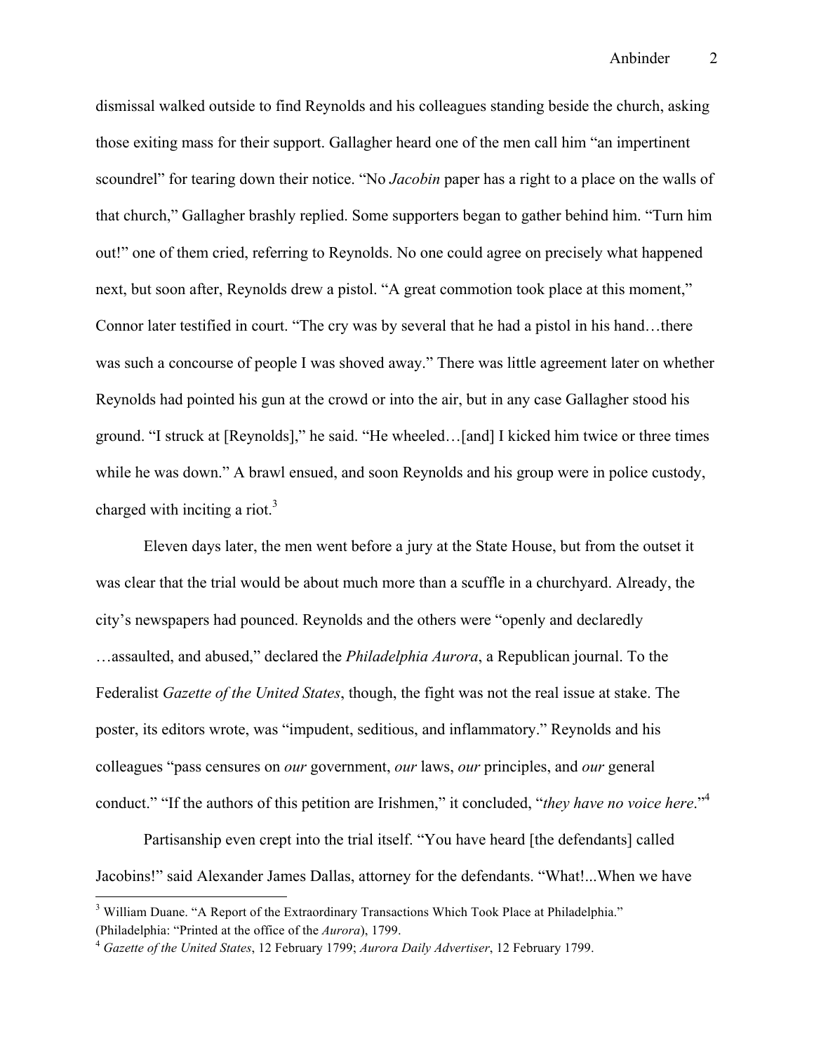dismissal walked outside to find Reynolds and his colleagues standing beside the church, asking those exiting mass for their support. Gallagher heard one of the men call him "an impertinent scoundrel" for tearing down their notice. "No *Jacobin* paper has a right to a place on the walls of that church," Gallagher brashly replied. Some supporters began to gather behind him. "Turn him out!" one of them cried, referring to Reynolds. No one could agree on precisely what happened next, but soon after, Reynolds drew a pistol. "A great commotion took place at this moment," Connor later testified in court. "The cry was by several that he had a pistol in his hand…there was such a concourse of people I was shoved away." There was little agreement later on whether Reynolds had pointed his gun at the crowd or into the air, but in any case Gallagher stood his ground. "I struck at [Reynolds]," he said. "He wheeled…[and] I kicked him twice or three times while he was down." A brawl ensued, and soon Reynolds and his group were in police custody, charged with inciting a riot.[3]

Eleven days later, the men went before a jury at the State House, but from the outset it was clear that the trial would be about much more than a scuffle in a churchyard. Already, the city's newspapers had pounced. Reynolds and the others were "openly and declaredly …assaulted, and abused," declared the *Philadelphia Aurora*, a Republican journal. To the Federalist *Gazette of the United States*, though, the fight was not the real issue at stake. The poster, its editors wrote, was "impudent, seditious, and inflammatory." Reynolds and his colleagues "pass censures on *our* government, *our* laws, *our* principles, and *our* general conduct." "If the authors of this petition are Irishmen," it concluded, "*they have no voice here*."[4]

Partisanship even crept into the trial itself. "You have heard [the defendants] called Jacobins!" said Alexander James Dallas, attorney for the defendants. "What!...When we have

---

[3] William Duane. "A Report of the Extraordinary Transactions Which Took Place at Philadelphia." (Philadelphia: "Printed at the office of the *Aurora*), 1799.

[4] *Gazette of the United States*, 12 February 1799; *Aurora Daily Advertiser*, 12 February 1799.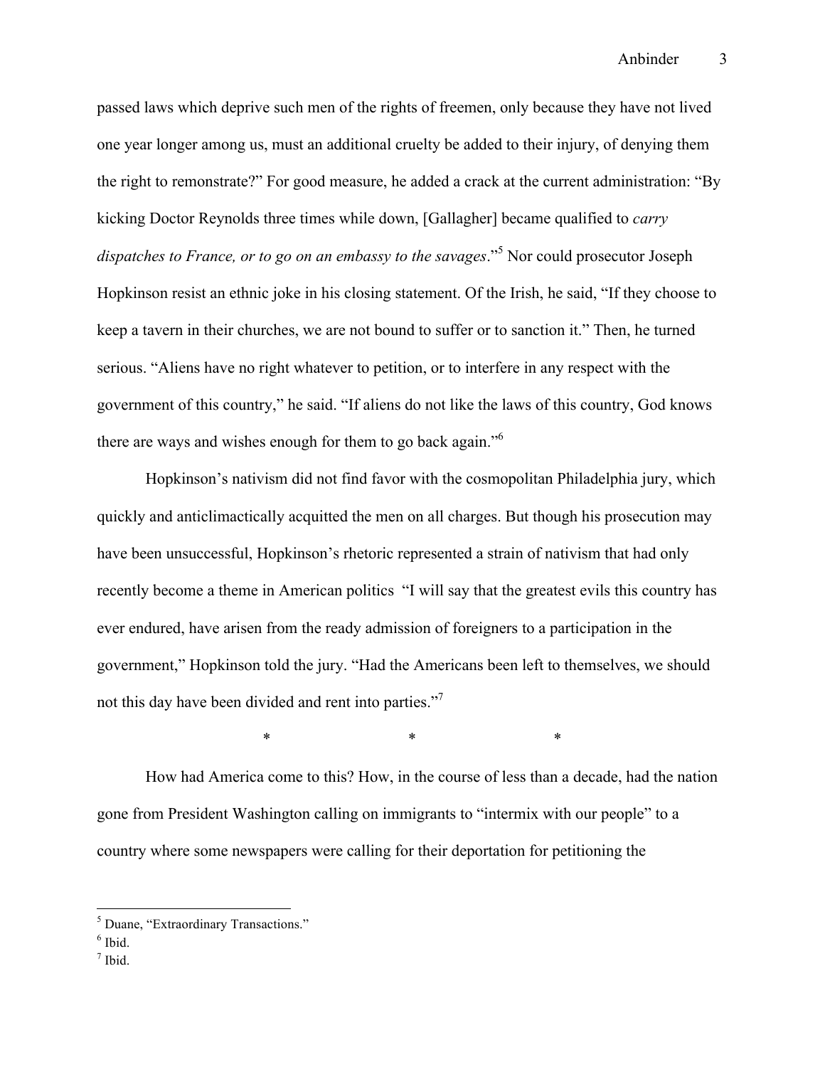passed laws which deprive such men of the rights of freemen, only because they have not lived one year longer among us, must an additional cruelty be added to their injury, of denying them the right to remonstrate?" For good measure, he added a crack at the current administration: "By kicking Doctor Reynolds three times while down, [Gallagher] became qualified to *carry dispatches to France, or to go on an embassy to the savages*."[5] Nor could prosecutor Joseph Hopkinson resist an ethnic joke in his closing statement. Of the Irish, he said, "If they choose to keep a tavern in their churches, we are not bound to suffer or to sanction it." Then, he turned serious. "Aliens have no right whatever to petition, or to interfere in any respect with the government of this country," he said. "If aliens do not like the laws of this country, God knows there are ways and wishes enough for them to go back again."[6]

Hopkinson's nativism did not find favor with the cosmopolitan Philadelphia jury, which quickly and anticlimactically acquitted the men on all charges. But though his prosecution may have been unsuccessful, Hopkinson's rhetoric represented a strain of nativism that had only recently become a theme in American politics "I will say that the greatest evils this country has ever endured, have arisen from the ready admission of foreigners to a participation in the government," Hopkinson told the jury. "Had the Americans been left to themselves, we should not this day have been divided and rent into parties."[7]

\*  \*  \*

How had America come to this? How, in the course of less than a decade, had the nation gone from President Washington calling on immigrants to "intermix with our people" to a country where some newspapers were calling for their deportation for petitioning the

---

[5] Duane, "Extraordinary Transactions."

[6] Ibid.

[7] Ibid.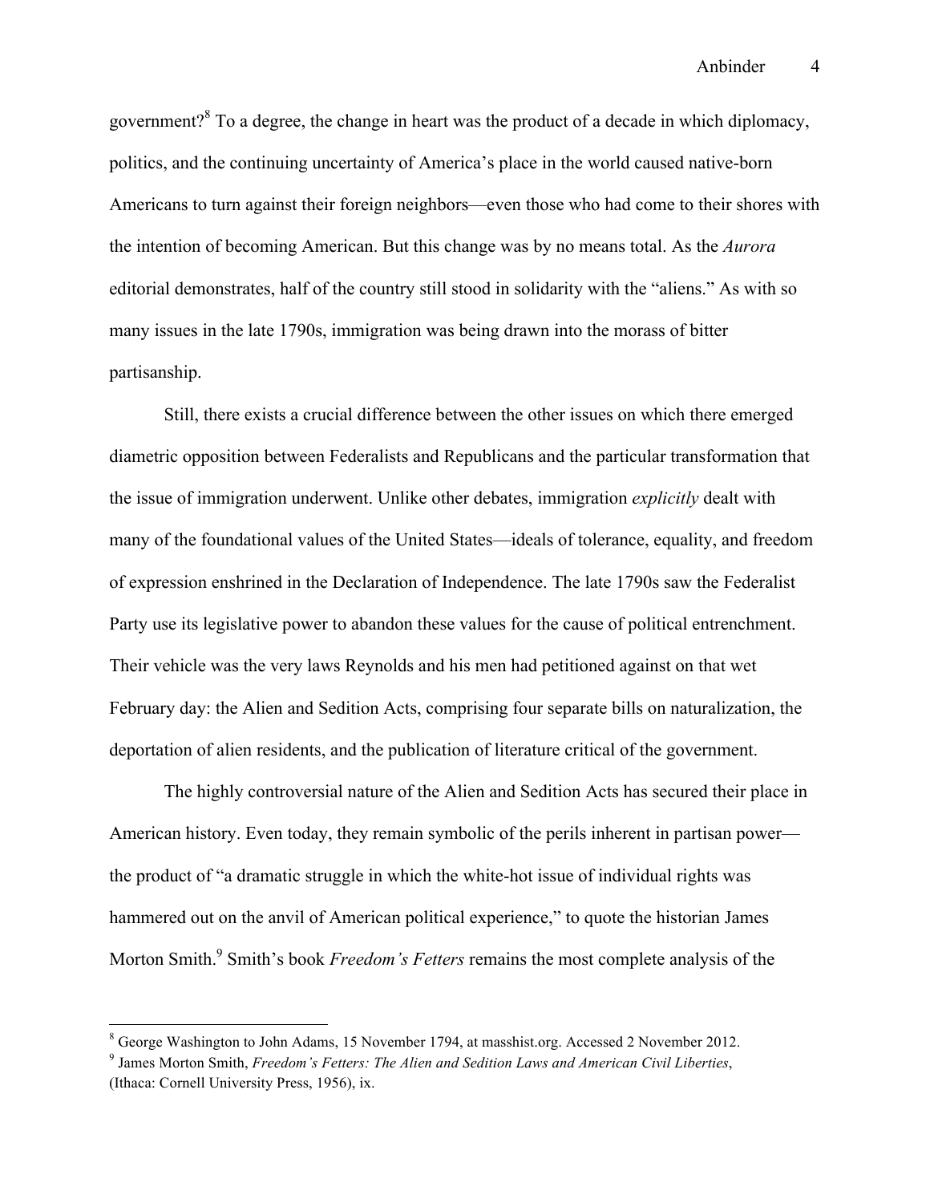government?[8] To a degree, the change in heart was the product of a decade in which diplomacy, politics, and the continuing uncertainty of America's place in the world caused native-born Americans to turn against their foreign neighbors—even those who had come to their shores with the intention of becoming American. But this change was by no means total. As the *Aurora* editorial demonstrates, half of the country still stood in solidarity with the "aliens." As with so many issues in the late 1790s, immigration was being drawn into the morass of bitter partisanship.

Still, there exists a crucial difference between the other issues on which there emerged diametric opposition between Federalists and Republicans and the particular transformation that the issue of immigration underwent. Unlike other debates, immigration *explicitly* dealt with many of the foundational values of the United States—ideals of tolerance, equality, and freedom of expression enshrined in the Declaration of Independence. The late 1790s saw the Federalist Party use its legislative power to abandon these values for the cause of political entrenchment. Their vehicle was the very laws Reynolds and his men had petitioned against on that wet February day: the Alien and Sedition Acts, comprising four separate bills on naturalization, the deportation of alien residents, and the publication of literature critical of the government.

The highly controversial nature of the Alien and Sedition Acts has secured their place in American history. Even today, they remain symbolic of the perils inherent in partisan power—the product of "a dramatic struggle in which the white-hot issue of individual rights was hammered out on the anvil of American political experience," to quote the historian James Morton Smith.[9] Smith's book *Freedom's Fetters* remains the most complete analysis of the

---

[8] George Washington to John Adams, 15 November 1794, at masshist.org. Accessed 2 November 2012.

[9] James Morton Smith, *Freedom's Fetters: The Alien and Sedition Laws and American Civil Liberties*, (Ithaca: Cornell University Press, 1956), ix.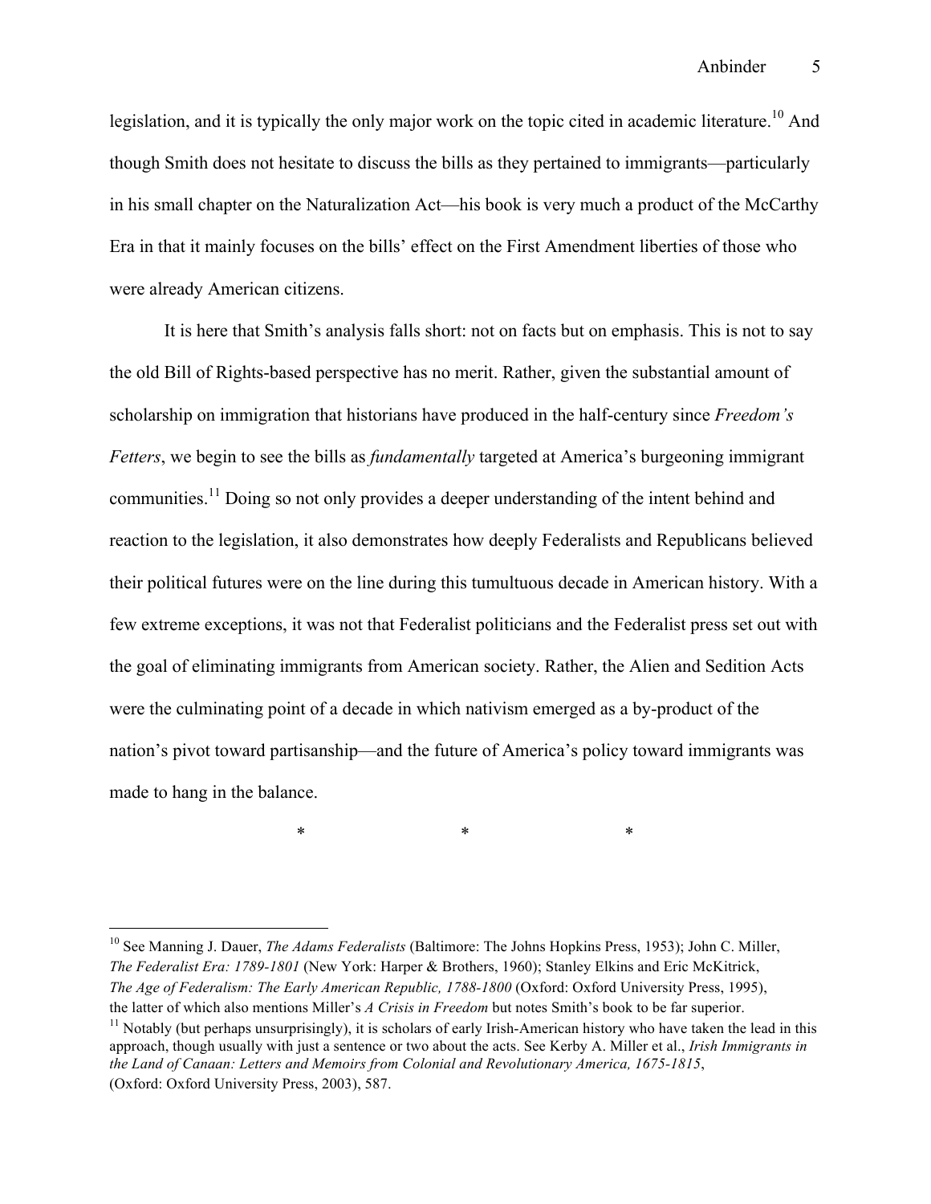legislation, and it is typically the only major work on the topic cited in academic literature.[10] And though Smith does not hesitate to discuss the bills as they pertained to immigrants—particularly in his small chapter on the Naturalization Act—his book is very much a product of the McCarthy Era in that it mainly focuses on the bills' effect on the First Amendment liberties of those who were already American citizens.

It is here that Smith's analysis falls short: not on facts but on emphasis. This is not to say the old Bill of Rights-based perspective has no merit. Rather, given the substantial amount of scholarship on immigration that historians have produced in the half-century since *Freedom's Fetters*, we begin to see the bills as *fundamentally* targeted at America's burgeoning immigrant communities.[11] Doing so not only provides a deeper understanding of the intent behind and reaction to the legislation, it also demonstrates how deeply Federalists and Republicans believed their political futures were on the line during this tumultuous decade in American history. With a few extreme exceptions, it was not that Federalist politicians and the Federalist press set out with the goal of eliminating immigrants from American society. Rather, the Alien and Sedition Acts were the culminating point of a decade in which nativism emerged as a by-product of the nation's pivot toward partisanship—and the future of America's policy toward immigrants was made to hang in the balance.

\* \* \*

---

[10] See Manning J. Dauer, *The Adams Federalists* (Baltimore: The Johns Hopkins Press, 1953); John C. Miller, *The Federalist Era: 1789-1801* (New York: Harper & Brothers, 1960); Stanley Elkins and Eric McKitrick, *The Age of Federalism: The Early American Republic, 1788-1800* (Oxford: Oxford University Press, 1995), the latter of which also mentions Miller's *A Crisis in Freedom* but notes Smith's book to be far superior.

[11] Notably (but perhaps unsurprisingly), it is scholars of early Irish-American history who have taken the lead in this approach, though usually with just a sentence or two about the acts. See Kerby A. Miller et al., *Irish Immigrants in the Land of Canaan: Letters and Memoirs from Colonial and Revolutionary America, 1675-1815*, (Oxford: Oxford University Press, 2003), 587.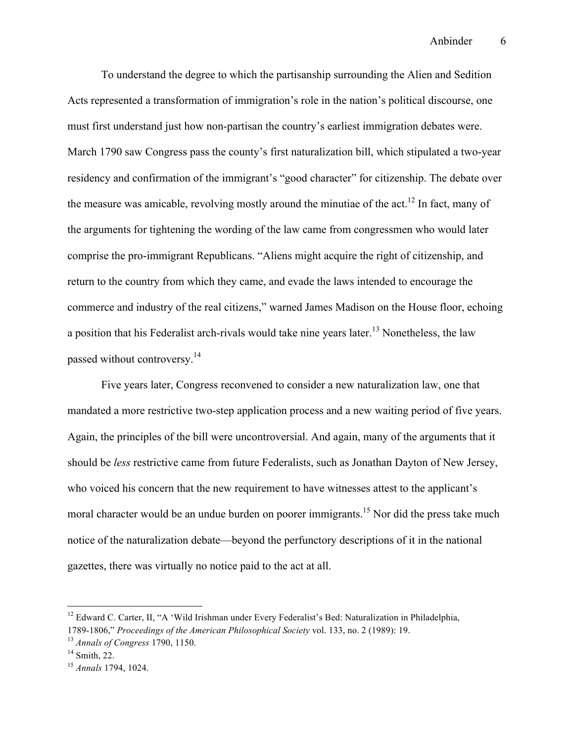To understand the degree to which the partisanship surrounding the Alien and Sedition Acts represented a transformation of immigration's role in the nation's political discourse, one must first understand just how non-partisan the country's earliest immigration debates were. March 1790 saw Congress pass the county's first naturalization bill, which stipulated a two-year residency and confirmation of the immigrant's "good character" for citizenship. The debate over the measure was amicable, revolving mostly around the minutiae of the act.[12] In fact, many of the arguments for tightening the wording of the law came from congressmen who would later comprise the pro-immigrant Republicans. "Aliens might acquire the right of citizenship, and return to the country from which they came, and evade the laws intended to encourage the commerce and industry of the real citizens," warned James Madison on the House floor, echoing a position that his Federalist arch-rivals would take nine years later.[13] Nonetheless, the law passed without controversy.[14]

Five years later, Congress reconvened to consider a new naturalization law, one that mandated a more restrictive two-step application process and a new waiting period of five years. Again, the principles of the bill were uncontroversial. And again, many of the arguments that it should be *less* restrictive came from future Federalists, such as Jonathan Dayton of New Jersey, who voiced his concern that the new requirement to have witnesses attest to the applicant's moral character would be an undue burden on poorer immigrants.[15] Nor did the press take much notice of the naturalization debate—beyond the perfunctory descriptions of it in the national gazettes, there was virtually no notice paid to the act at all.

---

[12] Edward C. Carter, II, "A 'Wild Irishman under Every Federalist's Bed: Naturalization in Philadelphia, 1789-1806," *Proceedings of the American Philosophical Society* vol. 133, no. 2 (1989): 19.

[13] *Annals of Congress* 1790, 1150.

[14] Smith, 22.

[15] *Annals* 1794, 1024.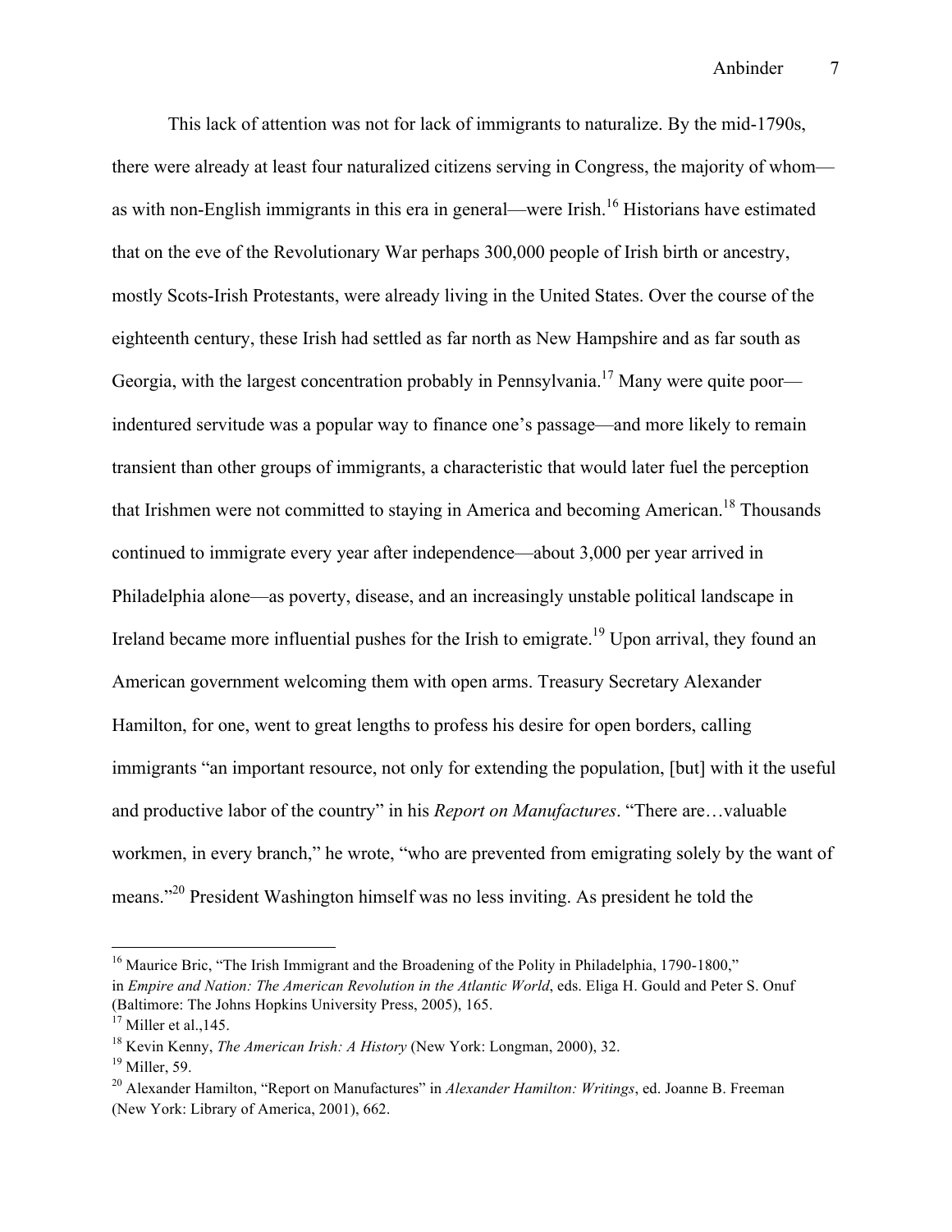This lack of attention was not for lack of immigrants to naturalize. By the mid-1790s, there were already at least four naturalized citizens serving in Congress, the majority of whom—as with non-English immigrants in this era in general—were Irish.[16] Historians have estimated that on the eve of the Revolutionary War perhaps 300,000 people of Irish birth or ancestry, mostly Scots-Irish Protestants, were already living in the United States. Over the course of the eighteenth century, these Irish had settled as far north as New Hampshire and as far south as Georgia, with the largest concentration probably in Pennsylvania.[17] Many were quite poor—indentured servitude was a popular way to finance one's passage—and more likely to remain transient than other groups of immigrants, a characteristic that would later fuel the perception that Irishmen were not committed to staying in America and becoming American.[18] Thousands continued to immigrate every year after independence—about 3,000 per year arrived in Philadelphia alone—as poverty, disease, and an increasingly unstable political landscape in Ireland became more influential pushes for the Irish to emigrate.[19] Upon arrival, they found an American government welcoming them with open arms. Treasury Secretary Alexander Hamilton, for one, went to great lengths to profess his desire for open borders, calling immigrants "an important resource, not only for extending the population, [but] with it the useful and productive labor of the country" in his *Report on Manufactures*. "There are…valuable workmen, in every branch," he wrote, "who are prevented from emigrating solely by the want of means."[20] President Washington himself was no less inviting. As president he told the

---

[16] Maurice Bric, "The Irish Immigrant and the Broadening of the Polity in Philadelphia, 1790-1800," in *Empire and Nation: The American Revolution in the Atlantic World*, eds. Eliga H. Gould and Peter S. Onuf (Baltimore: The Johns Hopkins University Press, 2005), 165.

[17] Miller et al.,145.

[18] Kevin Kenny, *The American Irish: A History* (New York: Longman, 2000), 32.

[19] Miller, 59.

[20] Alexander Hamilton, "Report on Manufactures" in *Alexander Hamilton: Writings*, ed. Joanne B. Freeman (New York: Library of America, 2001), 662.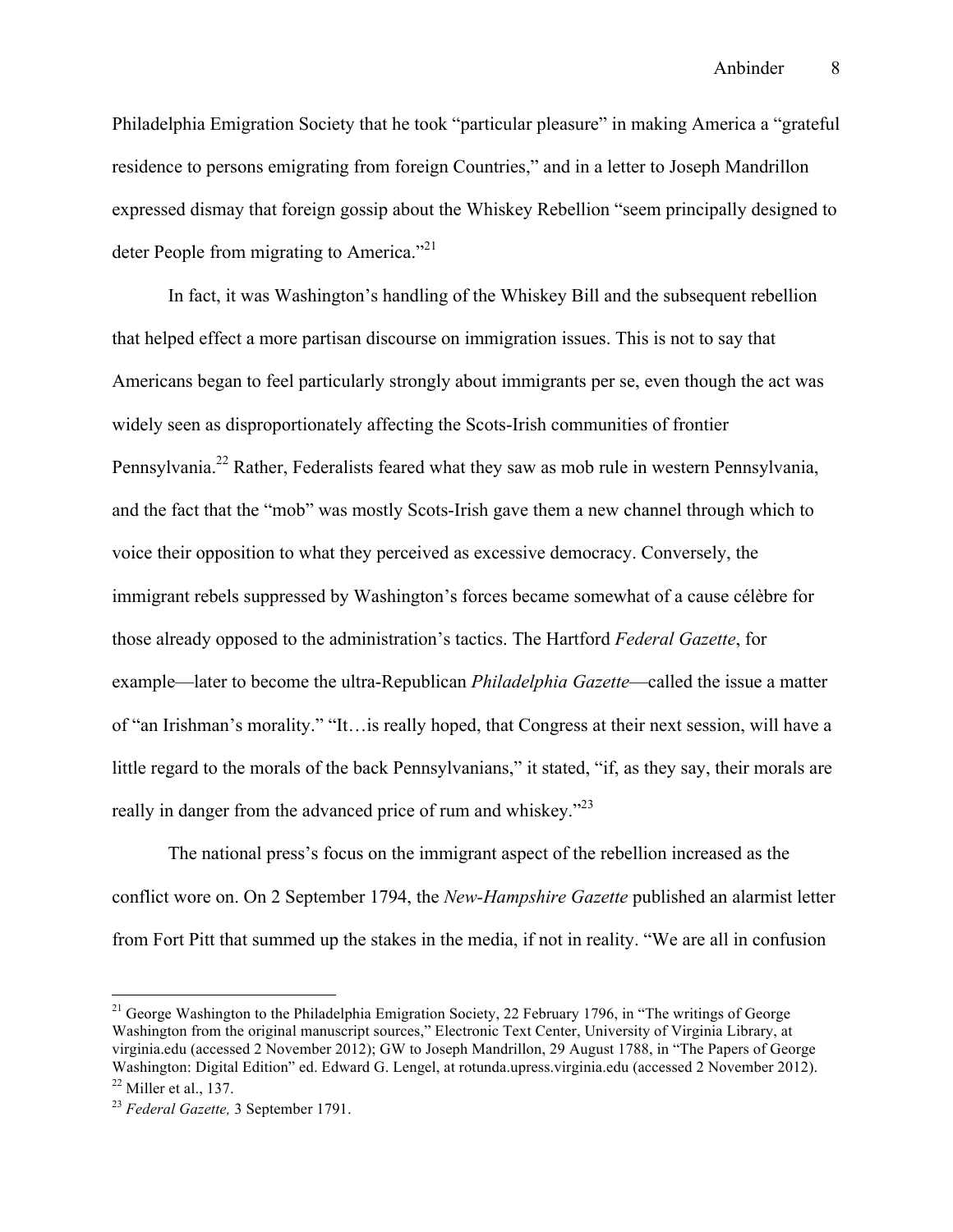Philadelphia Emigration Society that he took "particular pleasure" in making America a "grateful residence to persons emigrating from foreign Countries," and in a letter to Joseph Mandrillon expressed dismay that foreign gossip about the Whiskey Rebellion "seem principally designed to deter People from migrating to America."[21]

In fact, it was Washington's handling of the Whiskey Bill and the subsequent rebellion that helped effect a more partisan discourse on immigration issues. This is not to say that Americans began to feel particularly strongly about immigrants per se, even though the act was widely seen as disproportionately affecting the Scots-Irish communities of frontier Pennsylvania.[22] Rather, Federalists feared what they saw as mob rule in western Pennsylvania, and the fact that the "mob" was mostly Scots-Irish gave them a new channel through which to voice their opposition to what they perceived as excessive democracy. Conversely, the immigrant rebels suppressed by Washington's forces became somewhat of a cause célèbre for those already opposed to the administration's tactics. The Hartford *Federal Gazette*, for example—later to become the ultra-Republican *Philadelphia Gazette*—called the issue a matter of "an Irishman's morality." "It…is really hoped, that Congress at their next session, will have a little regard to the morals of the back Pennsylvanians," it stated, "if, as they say, their morals are really in danger from the advanced price of rum and whiskey."[23]

The national press's focus on the immigrant aspect of the rebellion increased as the conflict wore on. On 2 September 1794, the *New-Hampshire Gazette* published an alarmist letter from Fort Pitt that summed up the stakes in the media, if not in reality. "We are all in confusion

[21] George Washington to the Philadelphia Emigration Society, 22 February 1796, in "The writings of George Washington from the original manuscript sources," Electronic Text Center, University of Virginia Library, at virginia.edu (accessed 2 November 2012); GW to Joseph Mandrillon, 29 August 1788, in "The Papers of George Washington: Digital Edition" ed. Edward G. Lengel, at rotunda.upress.virginia.edu (accessed 2 November 2012).

[22] Miller et al., 137.

[23] *Federal Gazette,* 3 September 1791.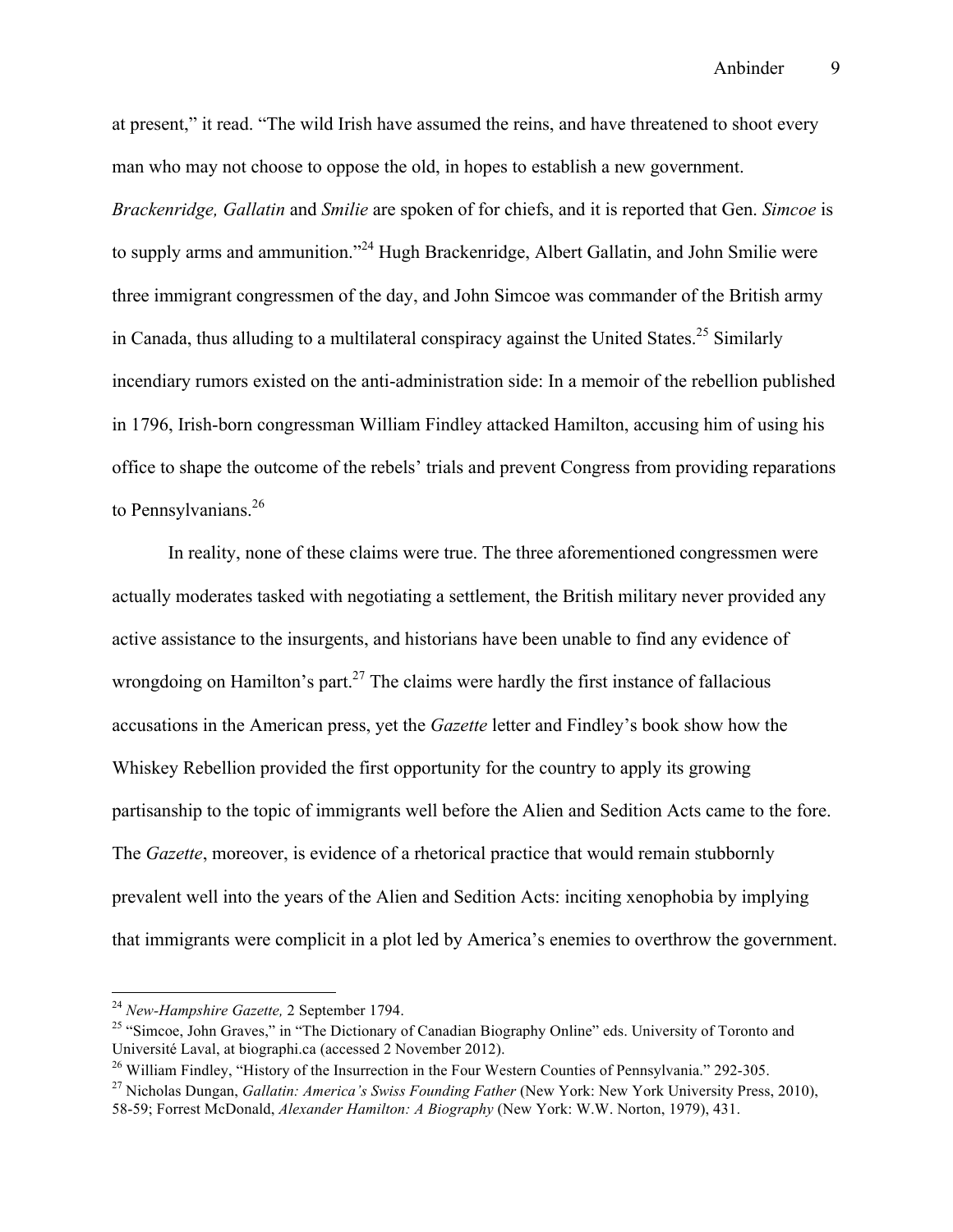at present," it read. "The wild Irish have assumed the reins, and have threatened to shoot every man who may not choose to oppose the old, in hopes to establish a new government. *Brackenridge, Gallatin* and *Smilie* are spoken of for chiefs, and it is reported that Gen. *Simcoe* is to supply arms and ammunition."[24] Hugh Brackenridge, Albert Gallatin, and John Smilie were three immigrant congressmen of the day, and John Simcoe was commander of the British army in Canada, thus alluding to a multilateral conspiracy against the United States.[25] Similarly incendiary rumors existed on the anti-administration side: In a memoir of the rebellion published in 1796, Irish-born congressman William Findley attacked Hamilton, accusing him of using his office to shape the outcome of the rebels' trials and prevent Congress from providing reparations to Pennsylvanians.[26]

In reality, none of these claims were true. The three aforementioned congressmen were actually moderates tasked with negotiating a settlement, the British military never provided any active assistance to the insurgents, and historians have been unable to find any evidence of wrongdoing on Hamilton's part.[27] The claims were hardly the first instance of fallacious accusations in the American press, yet the *Gazette* letter and Findley's book show how the Whiskey Rebellion provided the first opportunity for the country to apply its growing partisanship to the topic of immigrants well before the Alien and Sedition Acts came to the fore. The *Gazette*, moreover, is evidence of a rhetorical practice that would remain stubbornly prevalent well into the years of the Alien and Sedition Acts: inciting xenophobia by implying that immigrants were complicit in a plot led by America's enemies to overthrow the government.

---

[24] *New-Hampshire Gazette,* 2 September 1794.

[25] "Simcoe, John Graves," in "The Dictionary of Canadian Biography Online" eds. University of Toronto and Université Laval, at biographi.ca (accessed 2 November 2012).

[26] William Findley, "History of the Insurrection in the Four Western Counties of Pennsylvania." 292-305.

[27] Nicholas Dungan, *Gallatin: America's Swiss Founding Father* (New York: New York University Press, 2010), 58-59; Forrest McDonald, *Alexander Hamilton: A Biography* (New York: W.W. Norton, 1979), 431.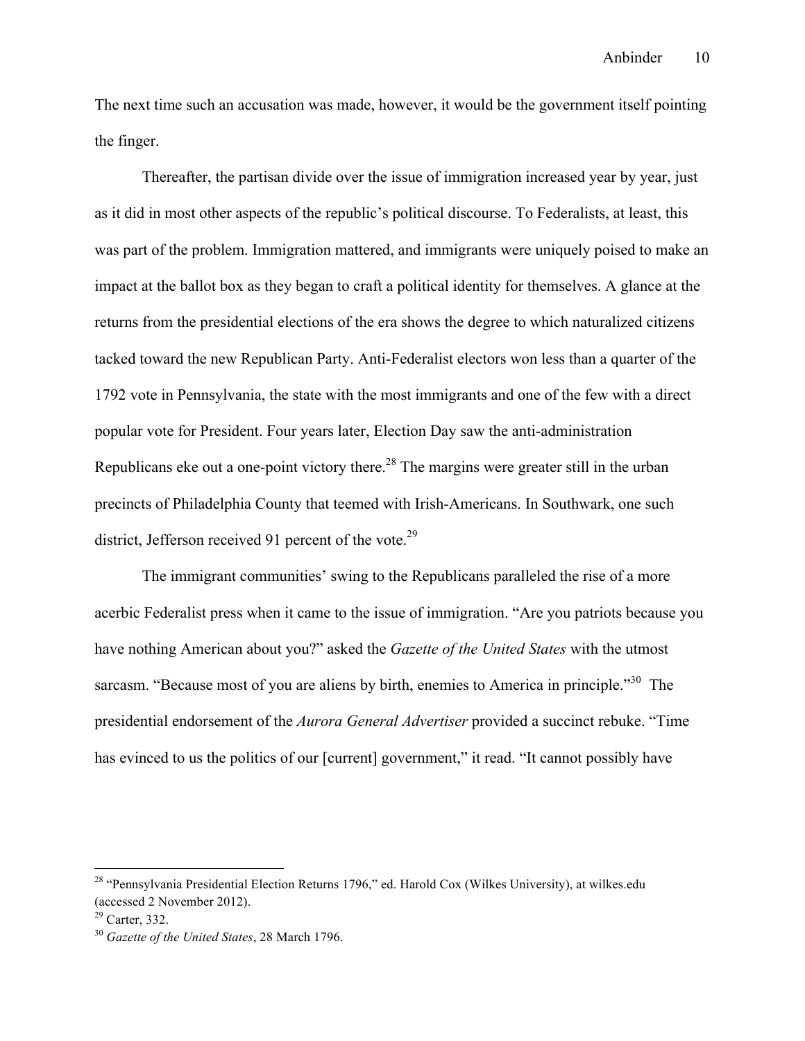The next time such an accusation was made, however, it would be the government itself pointing the finger.

Thereafter, the partisan divide over the issue of immigration increased year by year, just as it did in most other aspects of the republic's political discourse. To Federalists, at least, this was part of the problem. Immigration mattered, and immigrants were uniquely poised to make an impact at the ballot box as they began to craft a political identity for themselves. A glance at the returns from the presidential elections of the era shows the degree to which naturalized citizens tacked toward the new Republican Party. Anti-Federalist electors won less than a quarter of the 1792 vote in Pennsylvania, the state with the most immigrants and one of the few with a direct popular vote for President. Four years later, Election Day saw the anti-administration Republicans eke out a one-point victory there.[28] The margins were greater still in the urban precincts of Philadelphia County that teemed with Irish-Americans. In Southwark, one such district, Jefferson received 91 percent of the vote.[29]

The immigrant communities' swing to the Republicans paralleled the rise of a more acerbic Federalist press when it came to the issue of immigration. "Are you patriots because you have nothing American about you?" asked the *Gazette of the United States* with the utmost sarcasm. "Because most of you are aliens by birth, enemies to America in principle."[30] The presidential endorsement of the *Aurora General Advertiser* provided a succinct rebuke. "Time has evinced to us the politics of our [current] government," it read. "It cannot possibly have

---

[28] "Pennsylvania Presidential Election Returns 1796," ed. Harold Cox (Wilkes University), at wilkes.edu (accessed 2 November 2012).

[29] Carter, 332.

[30] *Gazette of the United States*, 28 March 1796.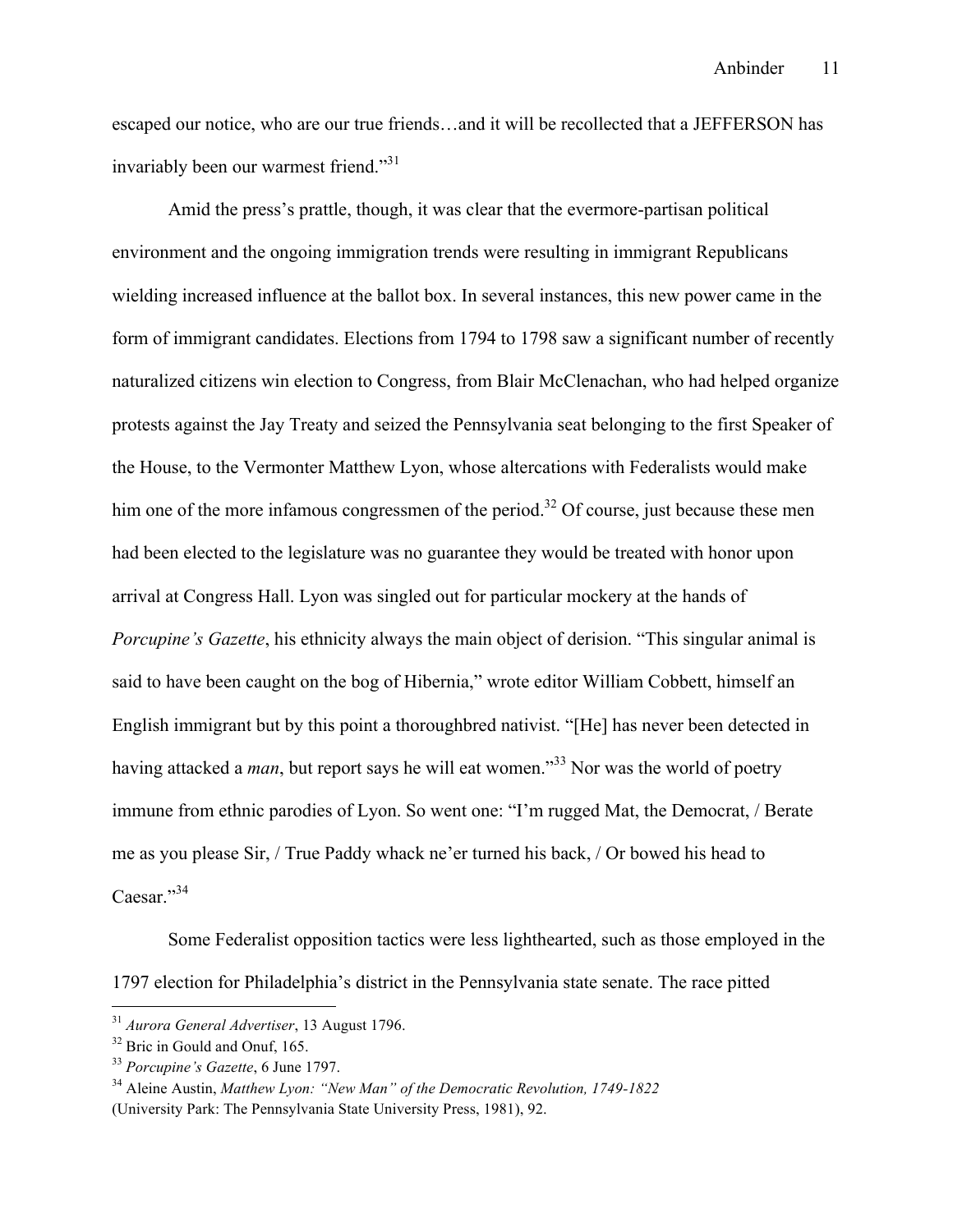escaped our notice, who are our true friends…and it will be recollected that a JEFFERSON has invariably been our warmest friend."[31]

Amid the press's prattle, though, it was clear that the evermore-partisan political environment and the ongoing immigration trends were resulting in immigrant Republicans wielding increased influence at the ballot box. In several instances, this new power came in the form of immigrant candidates. Elections from 1794 to 1798 saw a significant number of recently naturalized citizens win election to Congress, from Blair McClenachan, who had helped organize protests against the Jay Treaty and seized the Pennsylvania seat belonging to the first Speaker of the House, to the Vermonter Matthew Lyon, whose altercations with Federalists would make him one of the more infamous congressmen of the period.[32] Of course, just because these men had been elected to the legislature was no guarantee they would be treated with honor upon arrival at Congress Hall. Lyon was singled out for particular mockery at the hands of *Porcupine's Gazette*, his ethnicity always the main object of derision. "This singular animal is said to have been caught on the bog of Hibernia," wrote editor William Cobbett, himself an English immigrant but by this point a thoroughbred nativist. "[He] has never been detected in having attacked a *man*, but report says he will eat women."[33] Nor was the world of poetry immune from ethnic parodies of Lyon. So went one: "I'm rugged Mat, the Democrat, / Berate me as you please Sir, / True Paddy whack ne'er turned his back, / Or bowed his head to Caesar."[34]

Some Federalist opposition tactics were less lighthearted, such as those employed in the 1797 election for Philadelphia's district in the Pennsylvania state senate. The race pitted

---

[31] *Aurora General Advertiser*, 13 August 1796.

[32] Bric in Gould and Onuf, 165.

[33] *Porcupine's Gazette*, 6 June 1797.

[34] Aleine Austin, *Matthew Lyon: "New Man" of the Democratic Revolution, 1749-1822* (University Park: The Pennsylvania State University Press, 1981), 92.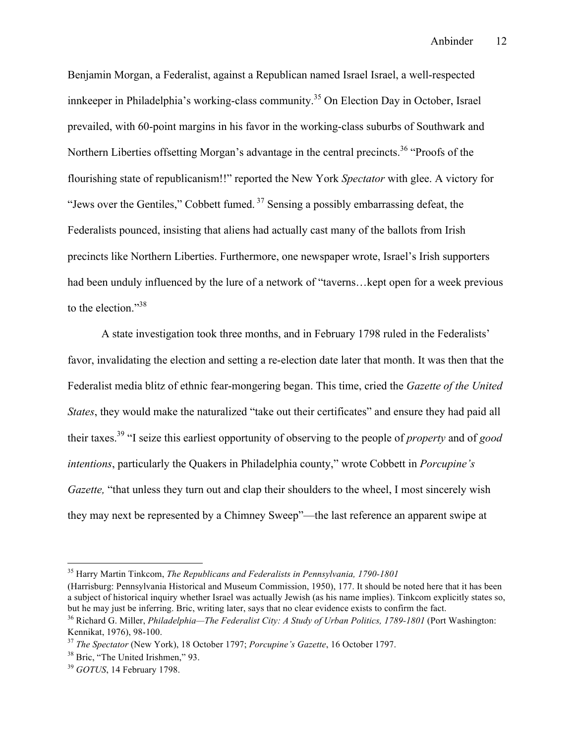Benjamin Morgan, a Federalist, against a Republican named Israel Israel, a well-respected innkeeper in Philadelphia's working-class community.[35] On Election Day in October, Israel prevailed, with 60-point margins in his favor in the working-class suburbs of Southwark and Northern Liberties offsetting Morgan's advantage in the central precincts.[36] "Proofs of the flourishing state of republicanism!!" reported the New York *Spectator* with glee. A victory for "Jews over the Gentiles," Cobbett fumed.[37] Sensing a possibly embarrassing defeat, the Federalists pounced, insisting that aliens had actually cast many of the ballots from Irish precincts like Northern Liberties. Furthermore, one newspaper wrote, Israel's Irish supporters had been unduly influenced by the lure of a network of "taverns…kept open for a week previous to the election."[38]

A state investigation took three months, and in February 1798 ruled in the Federalists' favor, invalidating the election and setting a re-election date later that month. It was then that the Federalist media blitz of ethnic fear-mongering began. This time, cried the *Gazette of the United States*, they would make the naturalized "take out their certificates" and ensure they had paid all their taxes.[39] "I seize this earliest opportunity of observing to the people of *property* and of *good intentions*, particularly the Quakers in Philadelphia county," wrote Cobbett in *Porcupine's Gazette,* "that unless they turn out and clap their shoulders to the wheel, I most sincerely wish they may next be represented by a Chimney Sweep"—the last reference an apparent swipe at

---

[35] Harry Martin Tinkcom, *The Republicans and Federalists in Pennsylvania, 1790-1801* (Harrisburg: Pennsylvania Historical and Museum Commission, 1950), 177. It should be noted here that it has been a subject of historical inquiry whether Israel was actually Jewish (as his name implies). Tinkcom explicitly states so, but he may just be inferring. Bric, writing later, says that no clear evidence exists to confirm the fact.

[36] Richard G. Miller, *Philadelphia—The Federalist City: A Study of Urban Politics, 1789-1801* (Port Washington: Kennikat, 1976), 98-100.

[37] *The Spectator* (New York), 18 October 1797; *Porcupine's Gazette*, 16 October 1797.

[38] Bric, "The United Irishmen," 93.

[39] *GOTUS*, 14 February 1798.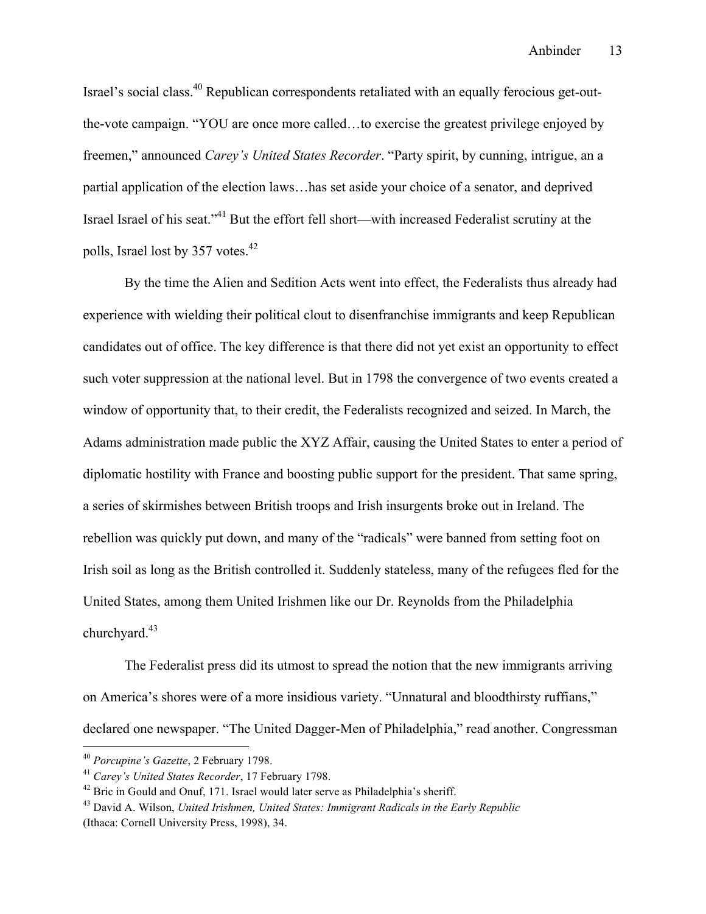Israel's social class.[40] Republican correspondents retaliated with an equally ferocious get-out-the-vote campaign. "YOU are once more called…to exercise the greatest privilege enjoyed by freemen," announced *Carey's United States Recorder*. "Party spirit, by cunning, intrigue, an a partial application of the election laws…has set aside your choice of a senator, and deprived Israel Israel of his seat."[41] But the effort fell short—with increased Federalist scrutiny at the polls, Israel lost by 357 votes.[42]

By the time the Alien and Sedition Acts went into effect, the Federalists thus already had experience with wielding their political clout to disenfranchise immigrants and keep Republican candidates out of office. The key difference is that there did not yet exist an opportunity to effect such voter suppression at the national level. But in 1798 the convergence of two events created a window of opportunity that, to their credit, the Federalists recognized and seized. In March, the Adams administration made public the XYZ Affair, causing the United States to enter a period of diplomatic hostility with France and boosting public support for the president. That same spring, a series of skirmishes between British troops and Irish insurgents broke out in Ireland. The rebellion was quickly put down, and many of the "radicals" were banned from setting foot on Irish soil as long as the British controlled it. Suddenly stateless, many of the refugees fled for the United States, among them United Irishmen like our Dr. Reynolds from the Philadelphia churchyard.[43]

The Federalist press did its utmost to spread the notion that the new immigrants arriving on America's shores were of a more insidious variety. "Unnatural and bloodthirsty ruffians," declared one newspaper. "The United Dagger-Men of Philadelphia," read another. Congressman

---

[40] *Porcupine's Gazette*, 2 February 1798.

[41] *Carey's United States Recorder*, 17 February 1798.

[42] Bric in Gould and Onuf, 171. Israel would later serve as Philadelphia's sheriff.

[43] David A. Wilson, *United Irishmen, United States: Immigrant Radicals in the Early Republic* (Ithaca: Cornell University Press, 1998), 34.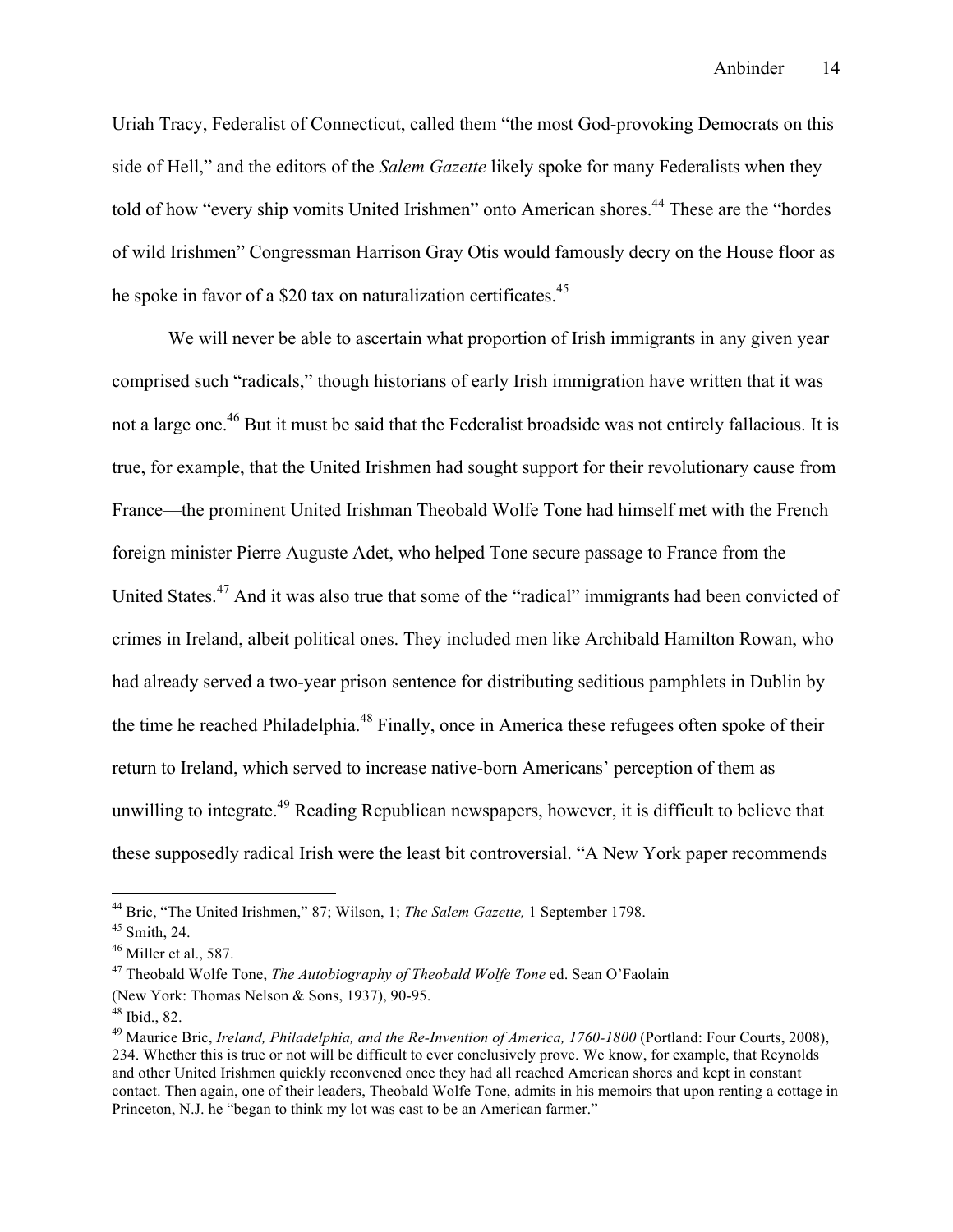Uriah Tracy, Federalist of Connecticut, called them "the most God-provoking Democrats on this side of Hell," and the editors of the *Salem Gazette* likely spoke for many Federalists when they told of how "every ship vomits United Irishmen" onto American shores.[44] These are the "hordes of wild Irishmen" Congressman Harrison Gray Otis would famously decry on the House floor as he spoke in favor of a $20 tax on naturalization certificates.[45]

We will never be able to ascertain what proportion of Irish immigrants in any given year comprised such "radicals," though historians of early Irish immigration have written that it was not a large one.[46] But it must be said that the Federalist broadside was not entirely fallacious. It is true, for example, that the United Irishmen had sought support for their revolutionary cause from France—the prominent United Irishman Theobald Wolfe Tone had himself met with the French foreign minister Pierre Auguste Adet, who helped Tone secure passage to France from the United States.[47] And it was also true that some of the "radical" immigrants had been convicted of crimes in Ireland, albeit political ones. They included men like Archibald Hamilton Rowan, who had already served a two-year prison sentence for distributing seditious pamphlets in Dublin by the time he reached Philadelphia.[48] Finally, once in America these refugees often spoke of their return to Ireland, which served to increase native-born Americans' perception of them as unwilling to integrate.[49] Reading Republican newspapers, however, it is difficult to believe that these supposedly radical Irish were the least bit controversial. "A New York paper recommends

---

[44] Bric, "The United Irishmen," 87; Wilson, 1; *The Salem Gazette,* 1 September 1798.

[45] Smith, 24.

[46] Miller et al., 587.

[47] Theobald Wolfe Tone, *The Autobiography of Theobald Wolfe Tone* ed. Sean O'Faolain (New York: Thomas Nelson & Sons, 1937), 90-95.

[48] Ibid., 82.

[49] Maurice Bric, *Ireland, Philadelphia, and the Re-Invention of America, 1760-1800* (Portland: Four Courts, 2008), 234. Whether this is true or not will be difficult to ever conclusively prove. We know, for example, that Reynolds and other United Irishmen quickly reconvened once they had all reached American shores and kept in constant contact. Then again, one of their leaders, Theobald Wolfe Tone, admits in his memoirs that upon renting a cottage in Princeton, N.J. he "began to think my lot was cast to be an American farmer."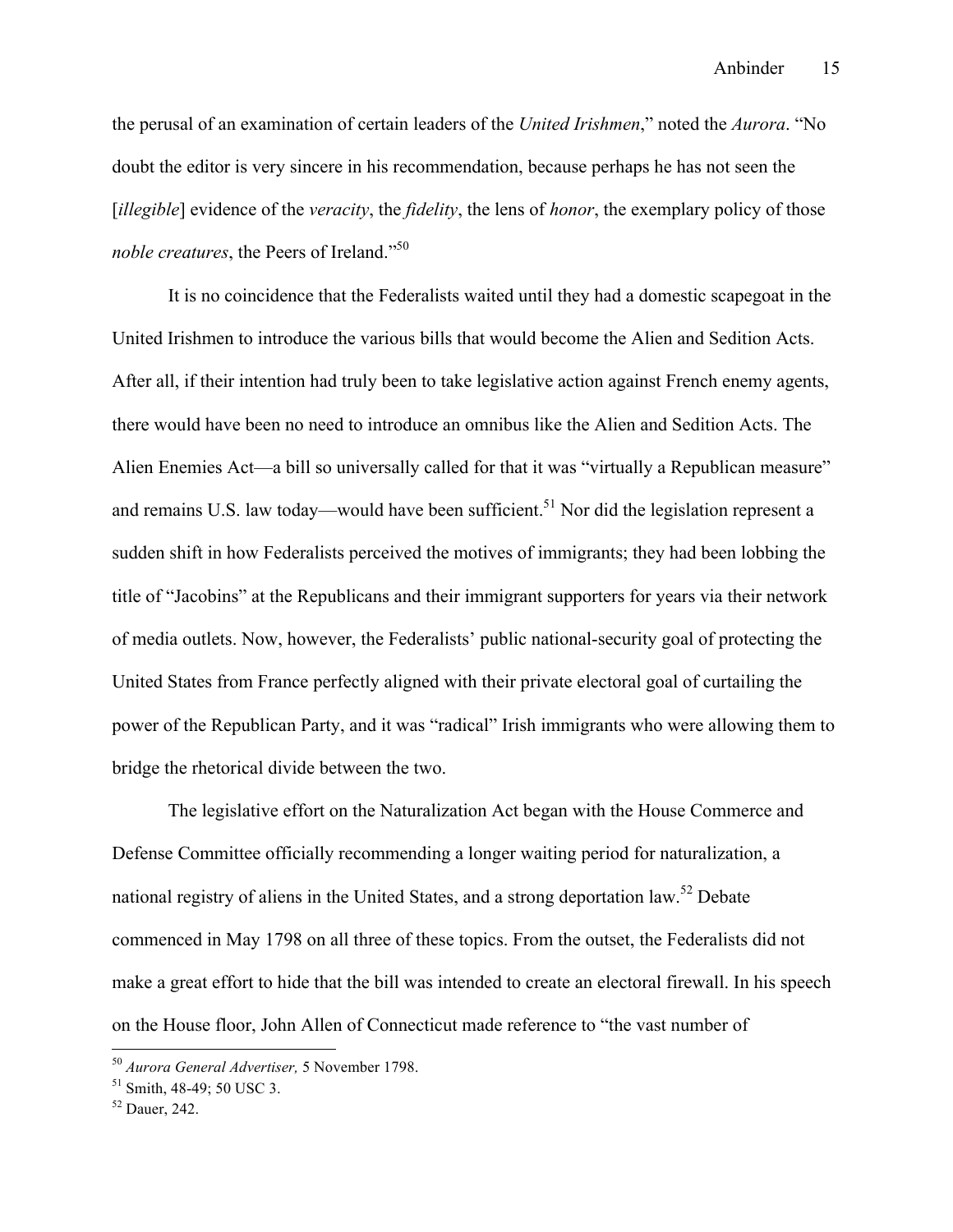the perusal of an examination of certain leaders of the *United Irishmen*," noted the *Aurora*. "No doubt the editor is very sincere in his recommendation, because perhaps he has not seen the [*illegible*] evidence of the *veracity*, the *fidelity*, the lens of *honor*, the exemplary policy of those *noble creatures*, the Peers of Ireland."[50]

It is no coincidence that the Federalists waited until they had a domestic scapegoat in the United Irishmen to introduce the various bills that would become the Alien and Sedition Acts. After all, if their intention had truly been to take legislative action against French enemy agents, there would have been no need to introduce an omnibus like the Alien and Sedition Acts. The Alien Enemies Act—a bill so universally called for that it was "virtually a Republican measure" and remains U.S. law today—would have been sufficient.[51] Nor did the legislation represent a sudden shift in how Federalists perceived the motives of immigrants; they had been lobbing the title of "Jacobins" at the Republicans and their immigrant supporters for years via their network of media outlets. Now, however, the Federalists' public national-security goal of protecting the United States from France perfectly aligned with their private electoral goal of curtailing the power of the Republican Party, and it was "radical" Irish immigrants who were allowing them to bridge the rhetorical divide between the two.

The legislative effort on the Naturalization Act began with the House Commerce and Defense Committee officially recommending a longer waiting period for naturalization, a national registry of aliens in the United States, and a strong deportation law.[52] Debate commenced in May 1798 on all three of these topics. From the outset, the Federalists did not make a great effort to hide that the bill was intended to create an electoral firewall. In his speech on the House floor, John Allen of Connecticut made reference to "the vast number of

---

[50] *Aurora General Advertiser,* 5 November 1798.

[51] Smith, 48-49; 50 USC 3.

[52] Dauer, 242.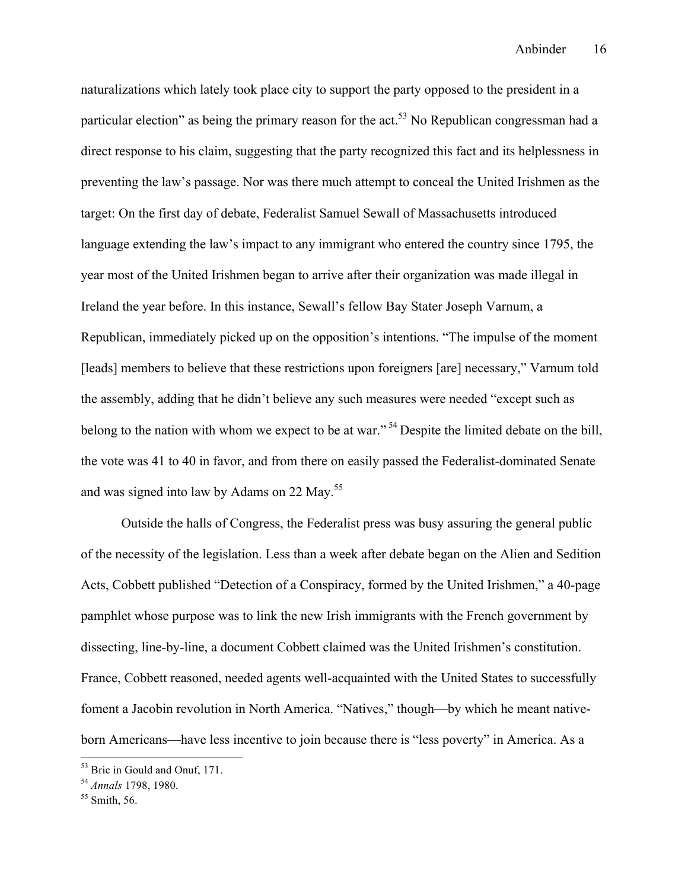naturalizations which lately took place city to support the party opposed to the president in a particular election" as being the primary reason for the act.[53] No Republican congressman had a direct response to his claim, suggesting that the party recognized this fact and its helplessness in preventing the law's passage. Nor was there much attempt to conceal the United Irishmen as the target: On the first day of debate, Federalist Samuel Sewall of Massachusetts introduced language extending the law's impact to any immigrant who entered the country since 1795, the year most of the United Irishmen began to arrive after their organization was made illegal in Ireland the year before. In this instance, Sewall's fellow Bay Stater Joseph Varnum, a Republican, immediately picked up on the opposition's intentions. "The impulse of the moment [leads] members to believe that these restrictions upon foreigners [are] necessary," Varnum told the assembly, adding that he didn't believe any such measures were needed "except such as belong to the nation with whom we expect to be at war."[54] Despite the limited debate on the bill, the vote was 41 to 40 in favor, and from there on easily passed the Federalist-dominated Senate and was signed into law by Adams on 22 May.[55]

Outside the halls of Congress, the Federalist press was busy assuring the general public of the necessity of the legislation. Less than a week after debate began on the Alien and Sedition Acts, Cobbett published "Detection of a Conspiracy, formed by the United Irishmen," a 40-page pamphlet whose purpose was to link the new Irish immigrants with the French government by dissecting, line-by-line, a document Cobbett claimed was the United Irishmen's constitution. France, Cobbett reasoned, needed agents well-acquainted with the United States to successfully foment a Jacobin revolution in North America. "Natives," though—by which he meant native-born Americans—have less incentive to join because there is "less poverty" in America. As a

[53] Bric in Gould and Onuf, 171.

[54] *Annals* 1798, 1980.

[55] Smith, 56.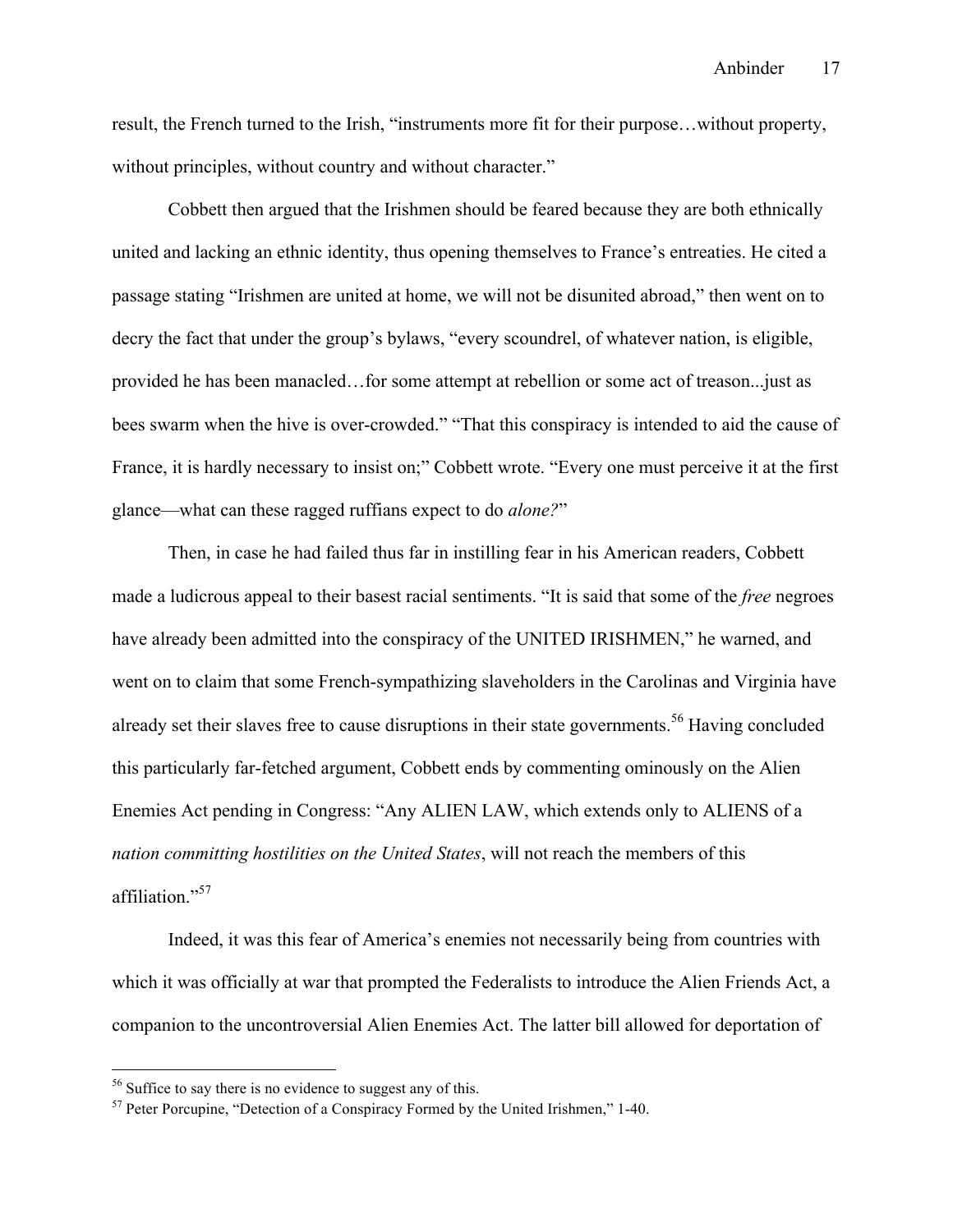result, the French turned to the Irish, "instruments more fit for their purpose…without property, without principles, without country and without character."

Cobbett then argued that the Irishmen should be feared because they are both ethnically united and lacking an ethnic identity, thus opening themselves to France's entreaties. He cited a passage stating "Irishmen are united at home, we will not be disunited abroad," then went on to decry the fact that under the group's bylaws, "every scoundrel, of whatever nation, is eligible, provided he has been manacled…for some attempt at rebellion or some act of treason...just as bees swarm when the hive is over-crowded." "That this conspiracy is intended to aid the cause of France, it is hardly necessary to insist on;" Cobbett wrote. "Every one must perceive it at the first glance—what can these ragged ruffians expect to do *alone?*"

Then, in case he had failed thus far in instilling fear in his American readers, Cobbett made a ludicrous appeal to their basest racial sentiments. "It is said that some of the *free* negroes have already been admitted into the conspiracy of the UNITED IRISHMEN," he warned, and went on to claim that some French-sympathizing slaveholders in the Carolinas and Virginia have already set their slaves free to cause disruptions in their state governments.[56] Having concluded this particularly far-fetched argument, Cobbett ends by commenting ominously on the Alien Enemies Act pending in Congress: "Any ALIEN LAW, which extends only to ALIENS of a *nation committing hostilities on the United States*, will not reach the members of this affiliation."[57]

Indeed, it was this fear of America's enemies not necessarily being from countries with which it was officially at war that prompted the Federalists to introduce the Alien Friends Act, a companion to the uncontroversial Alien Enemies Act. The latter bill allowed for deportation of

---

[56] Suffice to say there is no evidence to suggest any of this.

[57] Peter Porcupine, "Detection of a Conspiracy Formed by the United Irishmen," 1-40.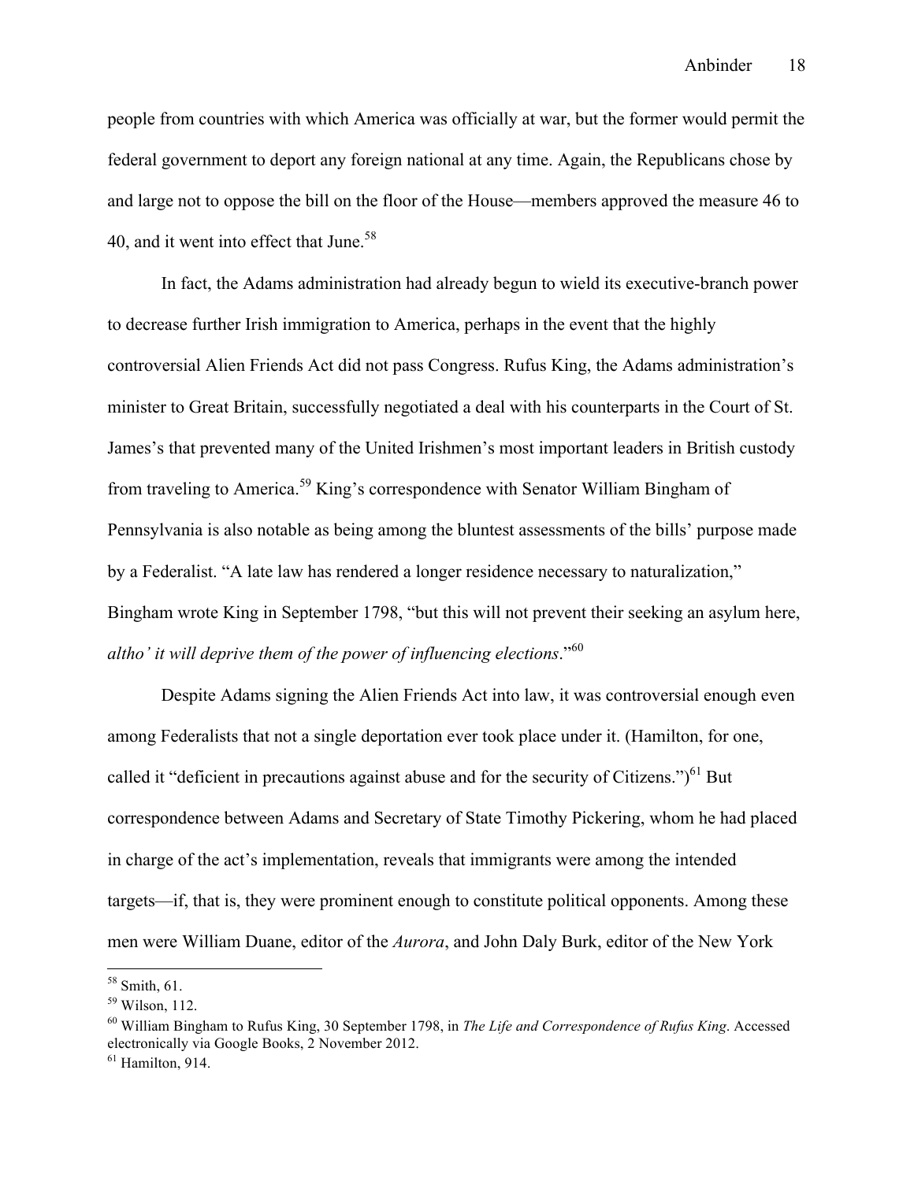people from countries with which America was officially at war, but the former would permit the federal government to deport any foreign national at any time. Again, the Republicans chose by and large not to oppose the bill on the floor of the House—members approved the measure 46 to 40, and it went into effect that June.[58]

In fact, the Adams administration had already begun to wield its executive-branch power to decrease further Irish immigration to America, perhaps in the event that the highly controversial Alien Friends Act did not pass Congress. Rufus King, the Adams administration's minister to Great Britain, successfully negotiated a deal with his counterparts in the Court of St. James's that prevented many of the United Irishmen's most important leaders in British custody from traveling to America.[59] King's correspondence with Senator William Bingham of Pennsylvania is also notable as being among the bluntest assessments of the bills' purpose made by a Federalist. "A late law has rendered a longer residence necessary to naturalization," Bingham wrote King in September 1798, "but this will not prevent their seeking an asylum here, *altho' it will deprive them of the power of influencing elections*."[60]

Despite Adams signing the Alien Friends Act into law, it was controversial enough even among Federalists that not a single deportation ever took place under it. (Hamilton, for one, called it "deficient in precautions against abuse and for the security of Citizens.")[61] But correspondence between Adams and Secretary of State Timothy Pickering, whom he had placed in charge of the act's implementation, reveals that immigrants were among the intended targets—if, that is, they were prominent enough to constitute political opponents. Among these men were William Duane, editor of the *Aurora*, and John Daly Burk, editor of the New York

---

[58] Smith, 61.

[59] Wilson, 112.

[60] William Bingham to Rufus King, 30 September 1798, in *The Life and Correspondence of Rufus King*. Accessed electronically via Google Books, 2 November 2012.

[61] Hamilton, 914.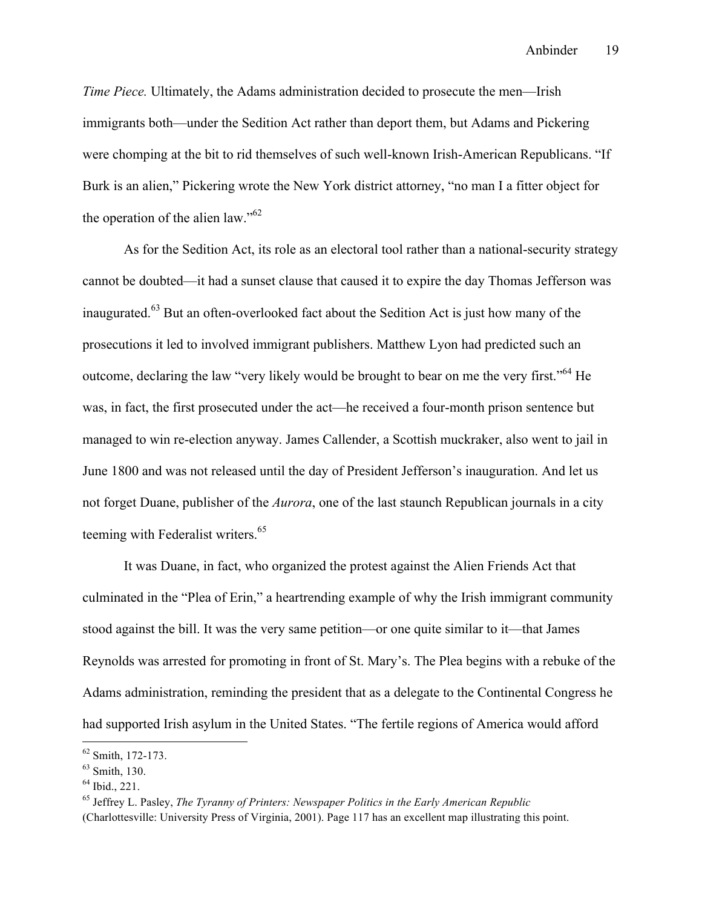*Time Piece.* Ultimately, the Adams administration decided to prosecute the men—Irish immigrants both—under the Sedition Act rather than deport them, but Adams and Pickering were chomping at the bit to rid themselves of such well-known Irish-American Republicans. "If Burk is an alien," Pickering wrote the New York district attorney, "no man I a fitter object for the operation of the alien law."[62]

As for the Sedition Act, its role as an electoral tool rather than a national-security strategy cannot be doubted—it had a sunset clause that caused it to expire the day Thomas Jefferson was inaugurated.[63] But an often-overlooked fact about the Sedition Act is just how many of the prosecutions it led to involved immigrant publishers. Matthew Lyon had predicted such an outcome, declaring the law "very likely would be brought to bear on me the very first."[64] He was, in fact, the first prosecuted under the act—he received a four-month prison sentence but managed to win re-election anyway. James Callender, a Scottish muckraker, also went to jail in June 1800 and was not released until the day of President Jefferson's inauguration. And let us not forget Duane, publisher of the *Aurora*, one of the last staunch Republican journals in a city teeming with Federalist writers.[65]

It was Duane, in fact, who organized the protest against the Alien Friends Act that culminated in the "Plea of Erin," a heartrending example of why the Irish immigrant community stood against the bill. It was the very same petition—or one quite similar to it—that James Reynolds was arrested for promoting in front of St. Mary's. The Plea begins with a rebuke of the Adams administration, reminding the president that as a delegate to the Continental Congress he had supported Irish asylum in the United States. "The fertile regions of America would afford

---

[62] Smith, 172-173.

[63] Smith, 130.

[64] Ibid., 221.

[65] Jeffrey L. Pasley, *The Tyranny of Printers: Newspaper Politics in the Early American Republic* (Charlottesville: University Press of Virginia, 2001). Page 117 has an excellent map illustrating this point.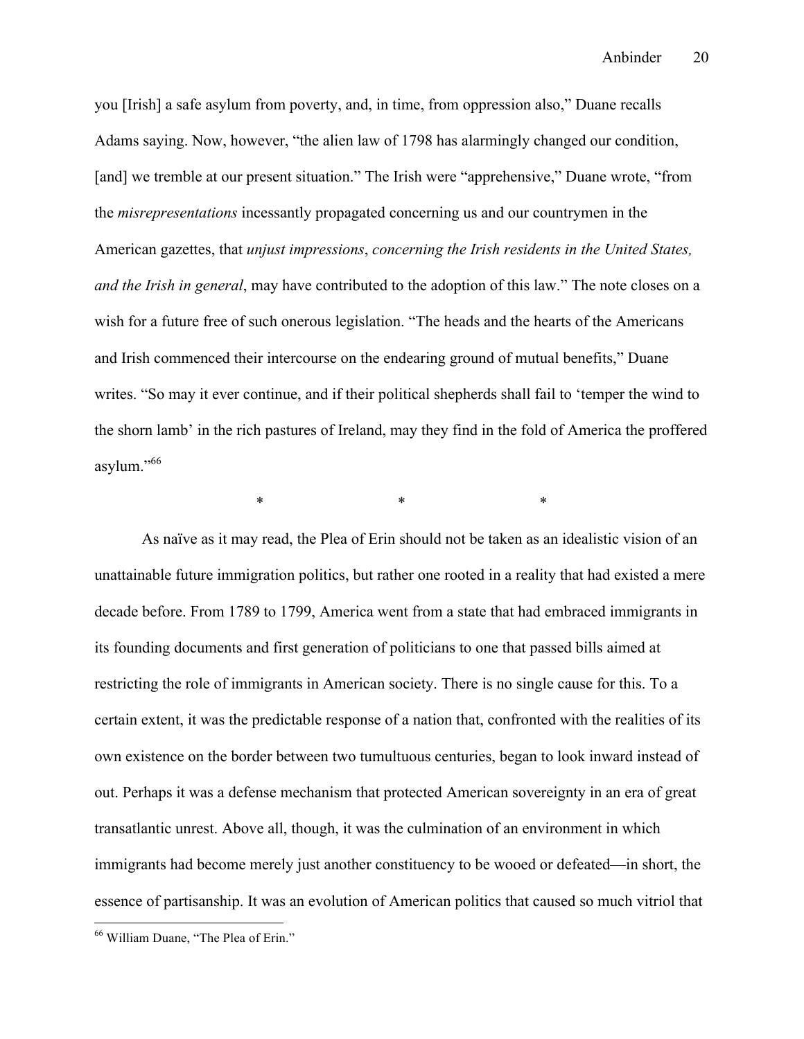you [Irish] a safe asylum from poverty, and, in time, from oppression also," Duane recalls Adams saying. Now, however, "the alien law of 1798 has alarmingly changed our condition, [and] we tremble at our present situation." The Irish were "apprehensive," Duane wrote, "from the *misrepresentations* incessantly propagated concerning us and our countrymen in the American gazettes, that *unjust impressions*, *concerning the Irish residents in the United States, and the Irish in general*, may have contributed to the adoption of this law." The note closes on a wish for a future free of such onerous legislation. "The heads and the hearts of the Americans and Irish commenced their intercourse on the endearing ground of mutual benefits," Duane writes. "So may it ever continue, and if their political shepherds shall fail to 'temper the wind to the shorn lamb' in the rich pastures of Ireland, may they find in the fold of America the proffered asylum."[66]

\*                    \*                    \*

As naïve as it may read, the Plea of Erin should not be taken as an idealistic vision of an unattainable future immigration politics, but rather one rooted in a reality that had existed a mere decade before. From 1789 to 1799, America went from a state that had embraced immigrants in its founding documents and first generation of politicians to one that passed bills aimed at restricting the role of immigrants in American society. There is no single cause for this. To a certain extent, it was the predictable response of a nation that, confronted with the realities of its own existence on the border between two tumultuous centuries, began to look inward instead of out. Perhaps it was a defense mechanism that protected American sovereignty in an era of great transatlantic unrest. Above all, though, it was the culmination of an environment in which immigrants had become merely just another constituency to be wooed or defeated—in short, the essence of partisanship. It was an evolution of American politics that caused so much vitriol that

[66] William Duane, "The Plea of Erin."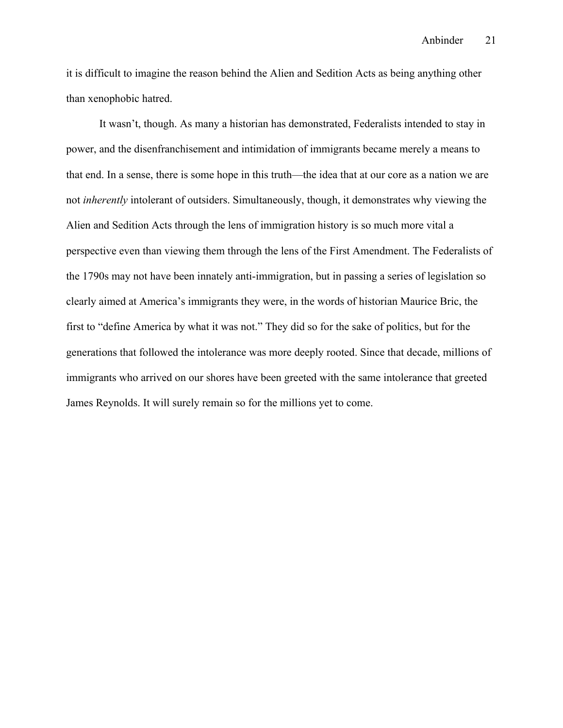it is difficult to imagine the reason behind the Alien and Sedition Acts as being anything other than xenophobic hatred.

It wasn't, though. As many a historian has demonstrated, Federalists intended to stay in power, and the disenfranchisement and intimidation of immigrants became merely a means to that end. In a sense, there is some hope in this truth—the idea that at our core as a nation we are not *inherently* intolerant of outsiders. Simultaneously, though, it demonstrates why viewing the Alien and Sedition Acts through the lens of immigration history is so much more vital a perspective even than viewing them through the lens of the First Amendment. The Federalists of the 1790s may not have been innately anti-immigration, but in passing a series of legislation so clearly aimed at America's immigrants they were, in the words of historian Maurice Bric, the first to "define America by what it was not." They did so for the sake of politics, but for the generations that followed the intolerance was more deeply rooted. Since that decade, millions of immigrants who arrived on our shores have been greeted with the same intolerance that greeted James Reynolds. It will surely remain so for the millions yet to come.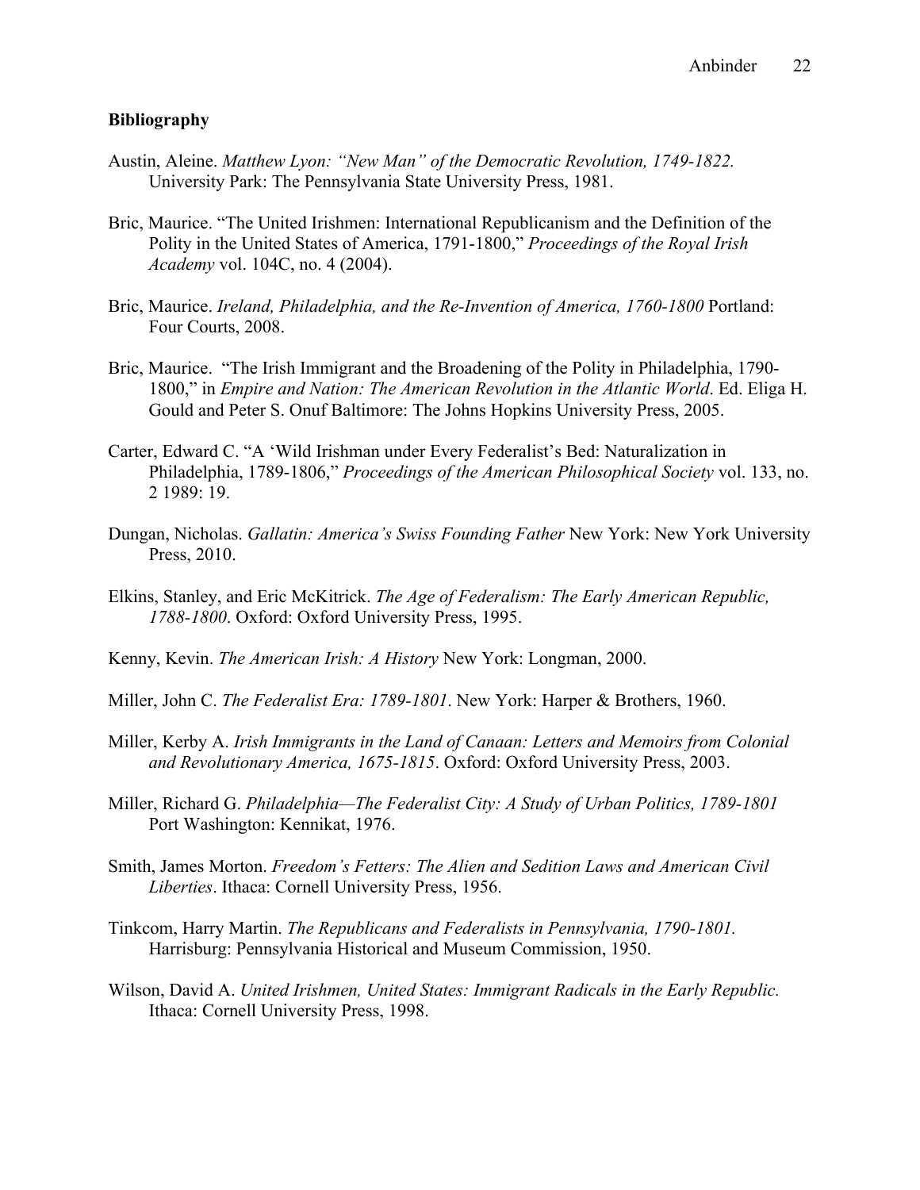**Bibliography**

Austin, Aleine. *Matthew Lyon: "New Man" of the Democratic Revolution, 1749-1822.* University Park: The Pennsylvania State University Press, 1981.

Bric, Maurice. "The United Irishmen: International Republicanism and the Definition of the Polity in the United States of America, 1791-1800," *Proceedings of the Royal Irish Academy* vol. 104C, no. 4 (2004).

Bric, Maurice. *Ireland, Philadelphia, and the Re-Invention of America, 1760-1800* Portland: Four Courts, 2008.

Bric, Maurice. "The Irish Immigrant and the Broadening of the Polity in Philadelphia, 1790-1800," in *Empire and Nation: The American Revolution in the Atlantic World*. Ed. Eliga H. Gould and Peter S. Onuf Baltimore: The Johns Hopkins University Press, 2005.

Carter, Edward C. "A 'Wild Irishman under Every Federalist's Bed: Naturalization in Philadelphia, 1789-1806," *Proceedings of the American Philosophical Society* vol. 133, no. 2 1989: 19.

Dungan, Nicholas. *Gallatin: America's Swiss Founding Father* New York: New York University Press, 2010.

Elkins, Stanley, and Eric McKitrick. *The Age of Federalism: The Early American Republic, 1788-1800*. Oxford: Oxford University Press, 1995.

Kenny, Kevin. *The American Irish: A History* New York: Longman, 2000.

Miller, John C. *The Federalist Era: 1789-1801*. New York: Harper & Brothers, 1960.

Miller, Kerby A. *Irish Immigrants in the Land of Canaan: Letters and Memoirs from Colonial and Revolutionary America, 1675-1815*. Oxford: Oxford University Press, 2003.

Miller, Richard G. *Philadelphia—The Federalist City: A Study of Urban Politics, 1789-1801* Port Washington: Kennikat, 1976.

Smith, James Morton. *Freedom's Fetters: The Alien and Sedition Laws and American Civil Liberties*. Ithaca: Cornell University Press, 1956.

Tinkcom, Harry Martin. *The Republicans and Federalists in Pennsylvania, 1790-1801.* Harrisburg: Pennsylvania Historical and Museum Commission, 1950.

Wilson, David A. *United Irishmen, United States: Immigrant Radicals in the Early Republic.* Ithaca: Cornell University Press, 1998.